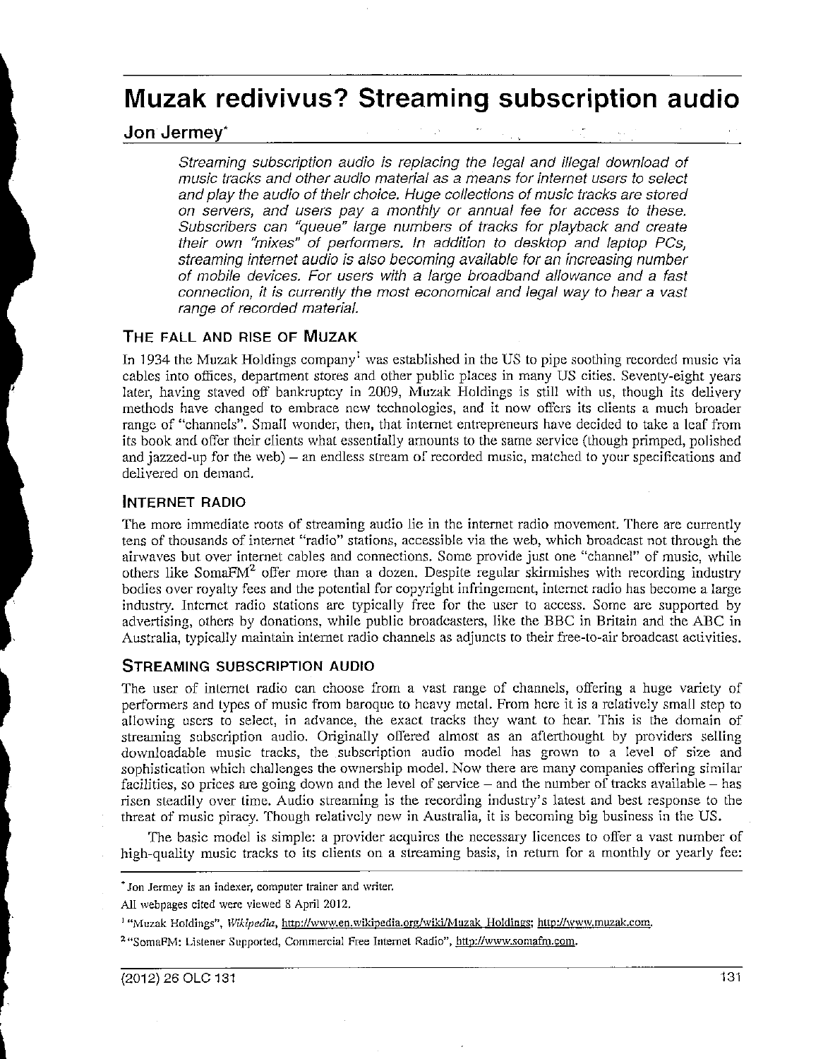# Muzak redivivus? Streaming subscription audio

## Jon Jermey*

*Streaming subscription audio is replacing the legal and illegal download of music tracks and other audio material as a means for internet users to select and play the audio of their choice. Huge collections of music tracks are stored on servers, and users pay a monthly or annual fee for access to these. Subscribers can "queue" large numbers of tracks for playback and create their own "mixes" of performers. In addition to desktop and laptop PCs, streaming internet audio is also becoming available for an increasing number of mobile devices. For users with a large broadband allowance and a fast connection, it is currently the most economical and legal way to hear a vast range of recorded material.*

### THE FALL AND RISE OF MUZAK

In 1934 the Muzak Holdings company[1] was established in the US to pipe soothing recorded music via cables into offices, department stores and other public places in many US cities. Seventy-eight years later, having staved off bankruptcy in 2009, Muzak Holdings is still with us, though its delivery methods have changed to embrace new technologies, and it now offers its clients a much broader range of "channels". Small wonder, then, that internet entrepreneurs have decided to take a leaf from its book and offer their clients what essentially amounts to the same service (though primped, polished and jazzed-up for the web) – an endless stream of recorded music, matched to your specifications and delivered on demand.

### INTERNET RADIO

The more immediate roots of streaming audio lie in the internet radio movement. There are currently tens of thousands of internet "radio" stations, accessible via the web, which broadcast not through the airwaves but over internet cables and connections. Some provide just one "channel" of music, while others like SomaFM[2] offer more than a dozen. Despite regular skirmishes with recording industry bodies over royalty fees and the potential for copyright infringement, internet radio has become a large industry. Internet radio stations are typically free for the user to access. Some are supported by advertising, others by donations, while public broadcasters, like the BBC in Britain and the ABC in Australia, typically maintain internet radio channels as adjuncts to their free-to-air broadcast activities.

### STREAMING SUBSCRIPTION AUDIO

The user of internet radio can choose from a vast range of channels, offering a huge variety of performers and types of music from baroque to heavy metal. From here it is a relatively small step to allowing users to select, in advance, the exact tracks they want to hear. This is the domain of streaming subscription audio. Originally offered almost as an afterthought by providers selling downloadable music tracks, the subscription audio model has grown to a level of size and sophistication which challenges the ownership model. Now there are many companies offering similar facilities, so prices are going down and the level of service – and the number of tracks available – has risen steadily over time. Audio streaming is the recording industry's latest and best response to the threat of music piracy. Though relatively new in Australia, it is becoming big business in the US.

The basic model is simple: a provider acquires the necessary licences to offer a vast number of high-quality music tracks to its clients on a streaming basis, in return for a monthly or yearly fee:

---

* Jon Jermey is an indexer, computer trainer and writer.

All webpages cited were viewed 8 April 2012.

[1] "Muzak Holdings", *Wikipedia*, http://www.en.wikipedia.org/wiki/Muzak_Holdings; http://www.muzak.com.

[2] "SomaFM: Listener Supported, Commercial Free Internet Radio", http://www.somafm.com.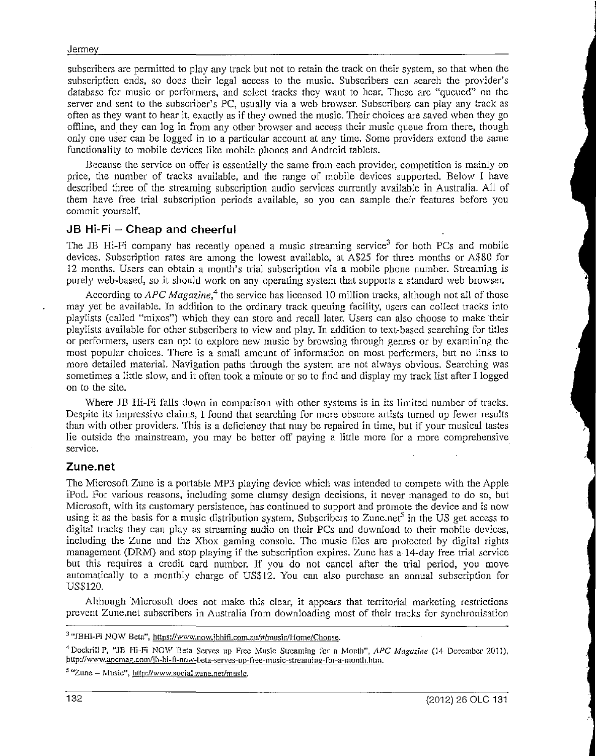subscribers are permitted to play any track but not to retain the track on their system, so that when the subscription ends, so does their legal access to the music. Subscribers can search the provider's database for music or performers, and select tracks they want to hear. These are "queued" on the server and sent to the subscriber's PC, usually via a web browser. Subscribers can play any track as often as they want to hear it, exactly as if they owned the music. Their choices are saved when they go offline, and they can log in from any other browser and access their music queue from there, though only one user can be logged in to a particular account at any time. Some providers extend the same functionality to mobile devices like mobile phones and Android tablets.

Because the service on offer is essentially the same from each provider, competition is mainly on price, the number of tracks available, and the range of mobile devices supported. Below I have described three of the streaming subscription audio services currently available in Australia. All of them have free trial subscription periods available, so you can sample their features before you commit yourself.

## JB Hi-Fi – Cheap and cheerful

The JB Hi-Fi company has recently opened a music streaming service[3] for both PCs and mobile devices. Subscription rates are among the lowest available, at A$25 for three months or A$80 for 12 months. Users can obtain a month's trial subscription via a mobile phone number. Streaming is purely web-based, so it should work on any operating system that supports a standard web browser.

According to *APC Magazine*,[4] the service has licensed 10 million tracks, although not all of those may yet be available. In addition to the ordinary track queuing facility, users can collect tracks into playlists (called "mixes") which they can store and recall later. Users can also choose to make their playlists available for other subscribers to view and play. In addition to text-based searching for titles or performers, users can opt to explore new music by browsing through genres or by examining the most popular choices. There is a small amount of information on most performers, but no links to more detailed material. Navigation paths through the system are not always obvious. Searching was sometimes a little slow, and it often took a minute or so to find and display my track list after I logged on to the site.

Where JB Hi-Fi falls down in comparison with other systems is in its limited number of tracks. Despite its impressive claims, I found that searching for more obscure artists turned up fewer results than with other providers. This is a deficiency that may be repaired in time, but if your musical tastes lie outside the mainstream, you may be better off paying a little more for a more comprehensive service.

## Zune.net

The Microsoft Zune is a portable MP3 playing device which was intended to compete with the Apple iPod. For various reasons, including some clumsy design decisions, it never managed to do so, but Microsoft, with its customary persistence, has continued to support and promote the device and is now using it as the basis for a music distribution system. Subscribers to Zune.net[5] in the US get access to digital tracks they can play as streaming audio on their PCs and download to their mobile devices, including the Zune and the Xbox gaming console. The music files are protected by digital rights management (DRM) and stop playing if the subscription expires. Zune has a 14-day free trial service but this requires a credit card number. If you do not cancel after the trial period, you move automatically to a monthly charge of US$12. You can also purchase an annual subscription for US$120.

Although Microsoft does not make this clear, it appears that territorial marketing restrictions prevent Zune.net subscribers in Australia from downloading most of their tracks for synchronisation

---

[3] "JBHi-Fi NOW Beta", https://www.now.jbhifi.com.au/#/music/Home/Choose.

[4] Dockrill P, "JB Hi-Fi NOW Beta Serves up Free Music Streaming for a Month", *APC Magazine* (14 December 2011), http://www.apcmag.com/jb-hi-fi-now-beta-serves-up-free-music-streaming-for-a-month.htm.

[5] "Zune – Music", http://www.social.zune.net/music.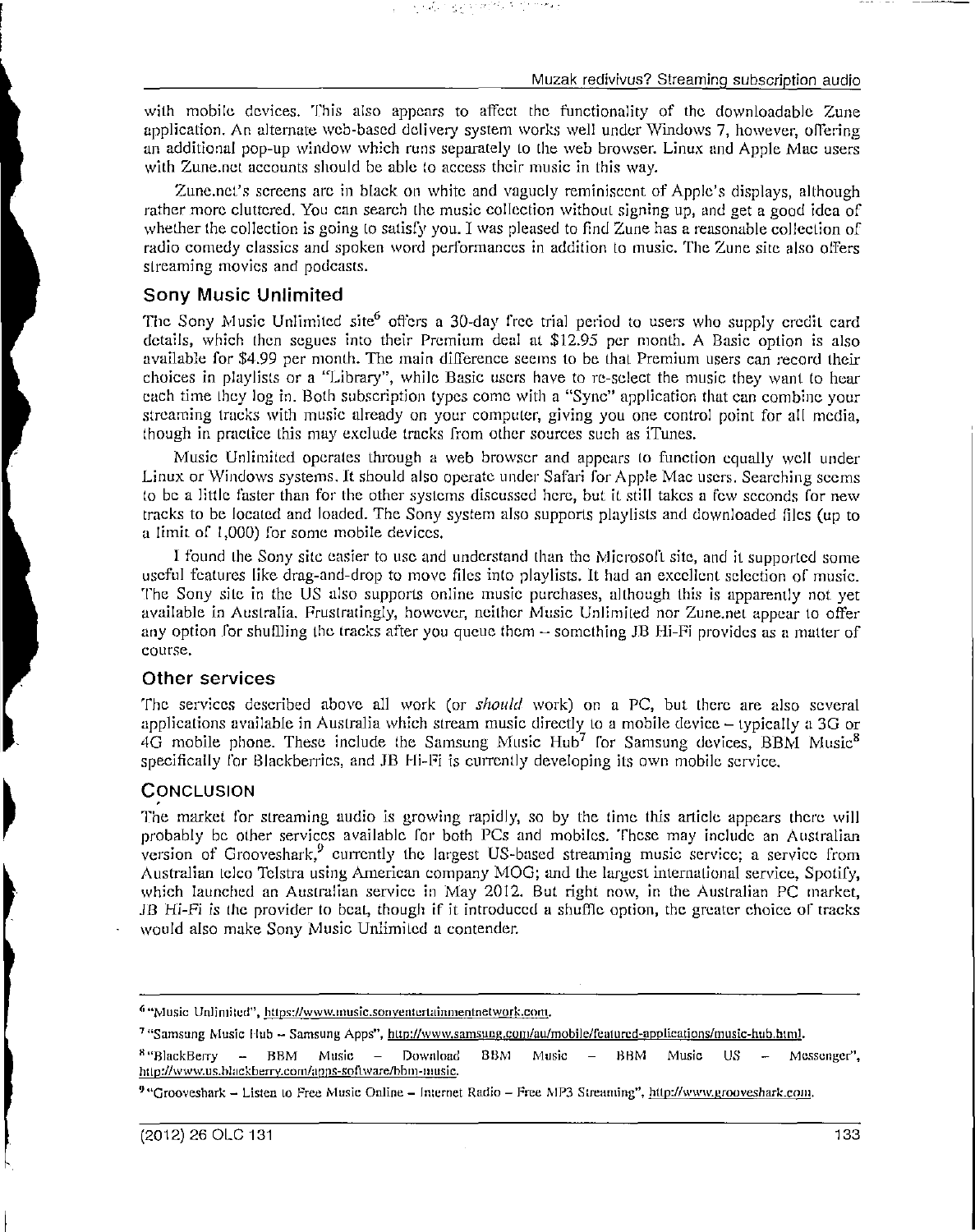with mobile devices. This also appears to affect the functionality of the downloadable Zune application. An alternate web-based delivery system works well under Windows 7, however, offering an additional pop-up window which runs separately to the web browser. Linux and Apple Mac users with Zune.net accounts should be able to access their music in this way.

Zune.net's screens are in black on white and vaguely reminiscent of Apple's displays, although rather more cluttered. You can search the music collection without signing up, and get a good idea of whether the collection is going to satisfy you. I was pleased to find Zune has a reasonable collection of radio comedy classics and spoken word performances in addition to music. The Zune site also offers streaming movies and podcasts.

## Sony Music Unlimited

The Sony Music Unlimited site[6] offers a 30-day free trial period to users who supply credit card details, which then segues into their Premium deal at $12.95 per month. A Basic option is also available for $4.99 per month. The main difference seems to be that Premium users can record their choices in playlists or a "Library", while Basic users have to re-select the music they want to hear each time they log in. Both subscription types come with a "Sync" application that can combine your streaming tracks with music already on your computer, giving you one control point for all media, though in practice this may exclude tracks from other sources such as iTunes.

Music Unlimited operates through a web browser and appears to function equally well under Linux or Windows systems. It should also operate under Safari for Apple Mac users. Searching seems to be a little faster than for the other systems discussed here, but it still takes a few seconds for new tracks to be located and loaded. The Sony system also supports playlists and downloaded files (up to a limit of 1,000) for some mobile devices.

I found the Sony site easier to use and understand than the Microsoft site, and it supported some useful features like drag-and-drop to move files into playlists. It had an excellent selection of music. The Sony site in the US also supports online music purchases, although this is apparently not yet available in Australia. Frustratingly, however, neither Music Unlimited nor Zune.net appear to offer any option for shuffling the tracks after you queue them -- something JB Hi-Fi provides as a matter of course.

## Other services

The services described above all work (or *should* work) on a PC, but there are also several applications available in Australia which stream music directly to a mobile device – typically a 3G or 4G mobile phone. These include the Samsung Music Hub[7] for Samsung devices, BBM Music[8] specifically for Blackberries, and JB Hi-Fi is currently developing its own mobile service.

## Conclusion

The market for streaming audio is growing rapidly, so by the time this article appears there will probably be other services available for both PCs and mobiles. These may include an Australian version of Grooveshark,[9] currently the largest US-based streaming music service; a service from Australian telco Telstra using American company MOG; and the largest international service, Spotify, which launched an Australian service in May 2012. But right now, in the Australian PC market, JB Hi-Fi is the provider to beat, though if it introduced a shuffle option, the greater choice of tracks would also make Sony Music Unlimited a contender.

---

[6] "Music Unlimited", https://www.music.sonyentertainmentnetwork.com.

[7] "Samsung Music Hub – Samsung Apps", http://www.samsung.com/au/mobile/featured-applications/music-hub.html.

[8] "BlackBerry – BBM Music – Download BBM Music – BBM Music US – Messenger", http://www.us.blackberry.com/apps-software/bbm-music.

[9] "Grooveshark – Listen to Free Music Online – Internet Radio – Free MP3 Streaming", http://www.grooveshark.com.